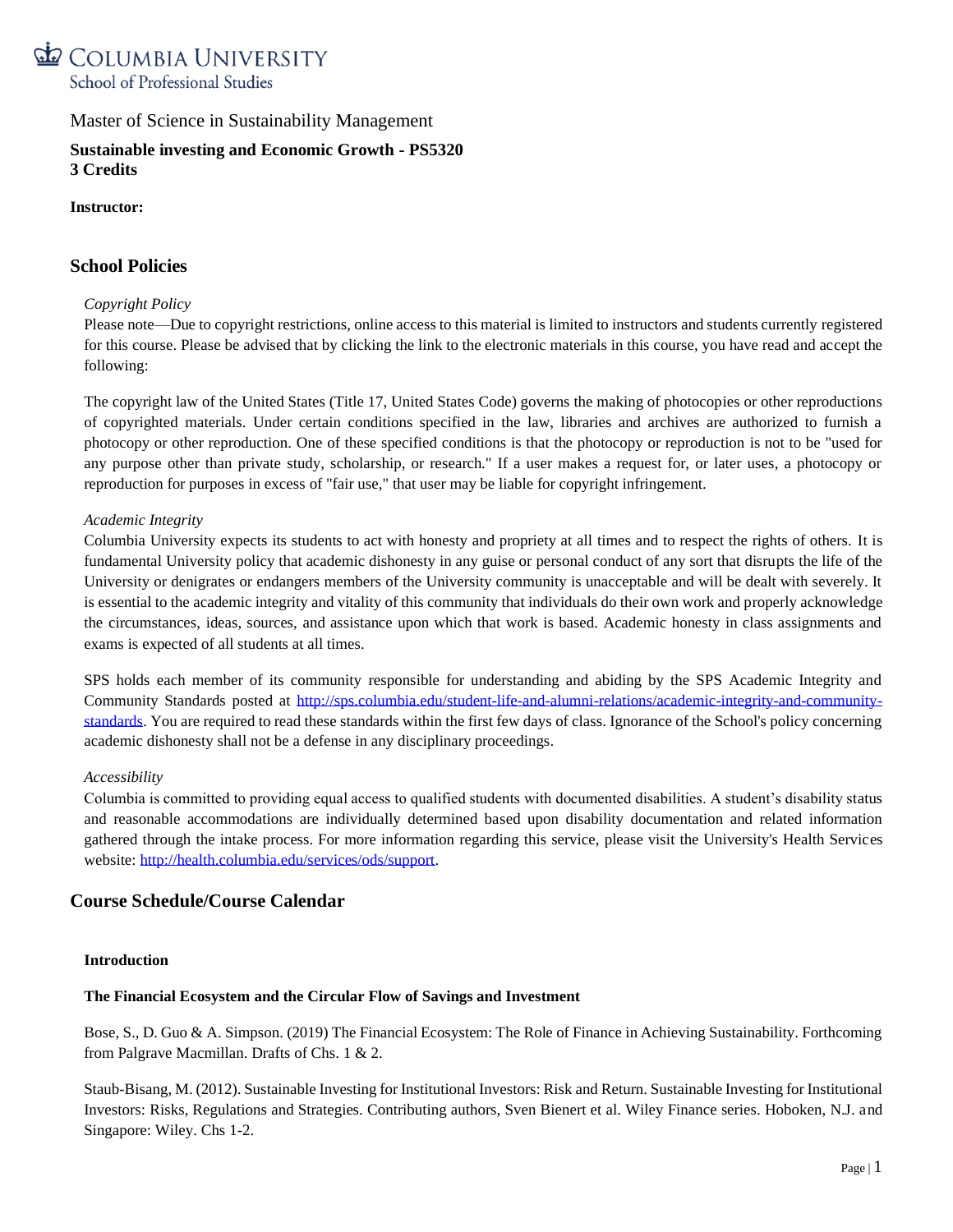COLUMBIA UNIVERSITY
School of Professional Studies

Master of Science in Sustainability Management

**Sustainable investing and Economic Growth - PS5320**
**3 Credits**

**Instructor:**

## School Policies

*Copyright Policy*

Please note—Due to copyright restrictions, online access to this material is limited to instructors and students currently registered for this course. Please be advised that by clicking the link to the electronic materials in this course, you have read and accept the following:

The copyright law of the United States (Title 17, United States Code) governs the making of photocopies or other reproductions of copyrighted materials. Under certain conditions specified in the law, libraries and archives are authorized to furnish a photocopy or other reproduction. One of these specified conditions is that the photocopy or reproduction is not to be "used for any purpose other than private study, scholarship, or research." If a user makes a request for, or later uses, a photocopy or reproduction for purposes in excess of "fair use," that user may be liable for copyright infringement.

*Academic Integrity*

Columbia University expects its students to act with honesty and propriety at all times and to respect the rights of others. It is fundamental University policy that academic dishonesty in any guise or personal conduct of any sort that disrupts the life of the University or denigrates or endangers members of the University community is unacceptable and will be dealt with severely. It is essential to the academic integrity and vitality of this community that individuals do their own work and properly acknowledge the circumstances, ideas, sources, and assistance upon which that work is based. Academic honesty in class assignments and exams is expected of all students at all times.

SPS holds each member of its community responsible for understanding and abiding by the SPS Academic Integrity and Community Standards posted at [http://sps.columbia.edu/student-life-and-alumni-relations/academic-integrity-and-community-standards](http://sps.columbia.edu/student-life-and-alumni-relations/academic-integrity-and-community-standards). You are required to read these standards within the first few days of class. Ignorance of the School's policy concerning academic dishonesty shall not be a defense in any disciplinary proceedings.

*Accessibility*

Columbia is committed to providing equal access to qualified students with documented disabilities. A student's disability status and reasonable accommodations are individually determined based upon disability documentation and related information gathered through the intake process. For more information regarding this service, please visit the University's Health Services website: [http://health.columbia.edu/services/ods/support](http://health.columbia.edu/services/ods/support).

## Course Schedule/Course Calendar

**Introduction**

**The Financial Ecosystem and the Circular Flow of Savings and Investment**

Bose, S., D. Guo & A. Simpson. (2019) The Financial Ecosystem: The Role of Finance in Achieving Sustainability. Forthcoming from Palgrave Macmillan. Drafts of Chs. 1 & 2.

Staub-Bisang, M. (2012). Sustainable Investing for Institutional Investors: Risk and Return. Sustainable Investing for Institutional Investors: Risks, Regulations and Strategies. Contributing authors, Sven Bienert et al. Wiley Finance series. Hoboken, N.J. and Singapore: Wiley. Chs 1-2.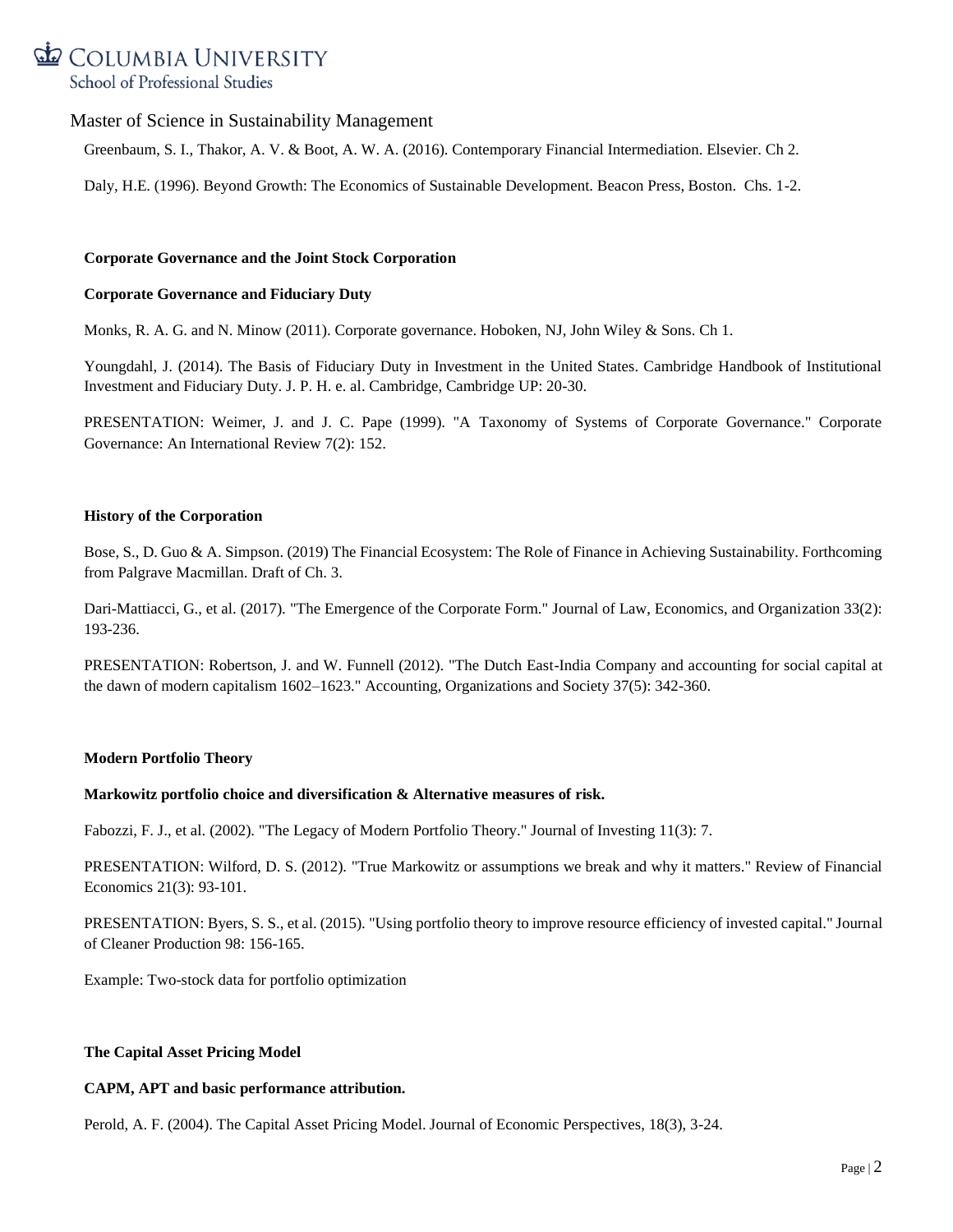Greenbaum, S. I., Thakor, A. V. & Boot, A. W. A. (2016). Contemporary Financial Intermediation. Elsevier. Ch 2.

Daly, H.E. (1996). Beyond Growth: The Economics of Sustainable Development. Beacon Press, Boston. Chs. 1-2.

**Corporate Governance and the Joint Stock Corporation**

**Corporate Governance and Fiduciary Duty**

Monks, R. A. G. and N. Minow (2011). Corporate governance. Hoboken, NJ, John Wiley & Sons. Ch 1.

Youngdahl, J. (2014). The Basis of Fiduciary Duty in Investment in the United States. Cambridge Handbook of Institutional Investment and Fiduciary Duty. J. P. H. e. al. Cambridge, Cambridge UP: 20-30.

PRESENTATION: Weimer, J. and J. C. Pape (1999). "A Taxonomy of Systems of Corporate Governance." Corporate Governance: An International Review 7(2): 152.

**History of the Corporation**

Bose, S., D. Guo & A. Simpson. (2019) The Financial Ecosystem: The Role of Finance in Achieving Sustainability. Forthcoming from Palgrave Macmillan. Draft of Ch. 3.

Dari-Mattiacci, G., et al. (2017). "The Emergence of the Corporate Form." Journal of Law, Economics, and Organization 33(2): 193-236.

PRESENTATION: Robertson, J. and W. Funnell (2012). "The Dutch East-India Company and accounting for social capital at the dawn of modern capitalism 1602–1623." Accounting, Organizations and Society 37(5): 342-360.

**Modern Portfolio Theory**

**Markowitz portfolio choice and diversification & Alternative measures of risk.**

Fabozzi, F. J., et al. (2002). "The Legacy of Modern Portfolio Theory." Journal of Investing 11(3): 7.

PRESENTATION: Wilford, D. S. (2012). "True Markowitz or assumptions we break and why it matters." Review of Financial Economics 21(3): 93-101.

PRESENTATION: Byers, S. S., et al. (2015). "Using portfolio theory to improve resource efficiency of invested capital." Journal of Cleaner Production 98: 156-165.

Example: Two-stock data for portfolio optimization

**The Capital Asset Pricing Model**

**CAPM, APT and basic performance attribution.**

Perold, A. F. (2004). The Capital Asset Pricing Model. Journal of Economic Perspectives, 18(3), 3-24.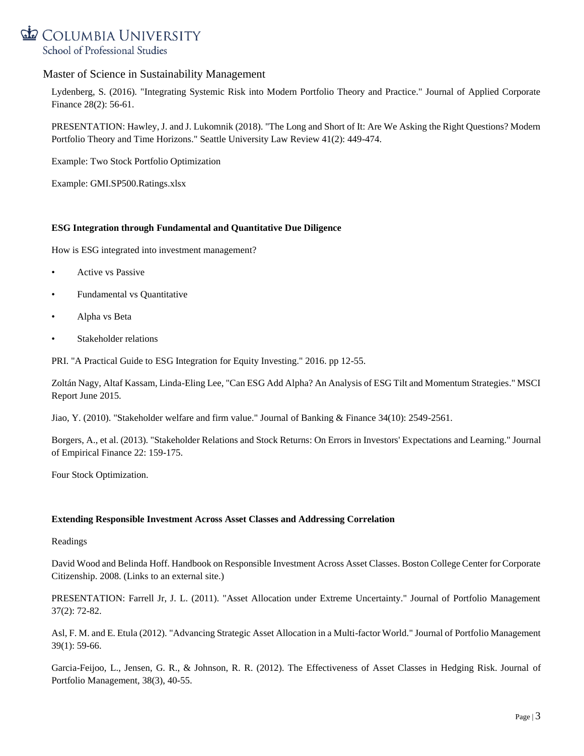Lydenberg, S. (2016). "Integrating Systemic Risk into Modern Portfolio Theory and Practice." Journal of Applied Corporate Finance 28(2): 56-61.

PRESENTATION: Hawley, J. and J. Lukomnik (2018). "The Long and Short of It: Are We Asking the Right Questions? Modern Portfolio Theory and Time Horizons." Seattle University Law Review 41(2): 449-474.

Example: Two Stock Portfolio Optimization

Example: GMI.SP500.Ratings.xlsx

**ESG Integration through Fundamental and Quantitative Due Diligence**

How is ESG integrated into investment management?

- Active vs Passive
- Fundamental vs Quantitative
- Alpha vs Beta
- Stakeholder relations

PRI. "A Practical Guide to ESG Integration for Equity Investing." 2016. pp 12-55.

Zoltán Nagy, Altaf Kassam, Linda-Eling Lee, "Can ESG Add Alpha? An Analysis of ESG Tilt and Momentum Strategies." MSCI Report June 2015.

Jiao, Y. (2010). "Stakeholder welfare and firm value." Journal of Banking & Finance 34(10): 2549-2561.

Borgers, A., et al. (2013). "Stakeholder Relations and Stock Returns: On Errors in Investors' Expectations and Learning." Journal of Empirical Finance 22: 159-175.

Four Stock Optimization.

**Extending Responsible Investment Across Asset Classes and Addressing Correlation**

Readings

David Wood and Belinda Hoff. Handbook on Responsible Investment Across Asset Classes. Boston College Center for Corporate Citizenship. 2008. (Links to an external site.)

PRESENTATION: Farrell Jr, J. L. (2011). "Asset Allocation under Extreme Uncertainty." Journal of Portfolio Management 37(2): 72-82.

Asl, F. M. and E. Etula (2012). "Advancing Strategic Asset Allocation in a Multi-factor World." Journal of Portfolio Management 39(1): 59-66.

Garcia-Feijoo, L., Jensen, G. R., & Johnson, R. R. (2012). The Effectiveness of Asset Classes in Hedging Risk. Journal of Portfolio Management, 38(3), 40-55.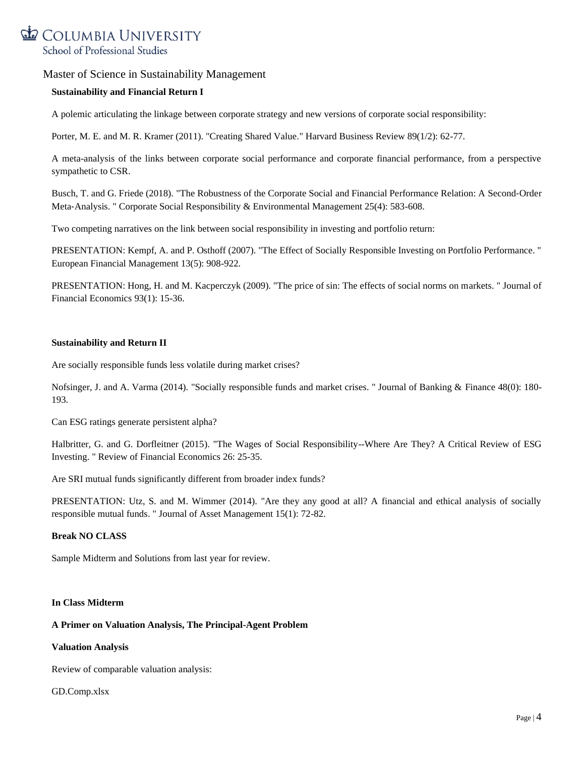Master of Science in Sustainability Management

**Sustainability and Financial Return I**

A polemic articulating the linkage between corporate strategy and new versions of corporate social responsibility:

Porter, M. E. and M. R. Kramer (2011). "Creating Shared Value." Harvard Business Review 89(1/2): 62-77.

A meta-analysis of the links between corporate social performance and corporate financial performance, from a perspective sympathetic to CSR.

Busch, T. and G. Friede (2018). "The Robustness of the Corporate Social and Financial Performance Relation: A Second-Order Meta-Analysis. " Corporate Social Responsibility & Environmental Management 25(4): 583-608.

Two competing narratives on the link between social responsibility in investing and portfolio return:

PRESENTATION: Kempf, A. and P. Osthoff (2007). "The Effect of Socially Responsible Investing on Portfolio Performance. " European Financial Management 13(5): 908-922.

PRESENTATION: Hong, H. and M. Kacperczyk (2009). "The price of sin: The effects of social norms on markets. " Journal of Financial Economics 93(1): 15-36.

**Sustainability and Return II**

Are socially responsible funds less volatile during market crises?

Nofsinger, J. and A. Varma (2014). "Socially responsible funds and market crises. " Journal of Banking & Finance 48(0): 180-193.

Can ESG ratings generate persistent alpha?

Halbritter, G. and G. Dorfleitner (2015). "The Wages of Social Responsibility--Where Are They? A Critical Review of ESG Investing. " Review of Financial Economics 26: 25-35.

Are SRI mutual funds significantly different from broader index funds?

PRESENTATION: Utz, S. and M. Wimmer (2014). "Are they any good at all? A financial and ethical analysis of socially responsible mutual funds. " Journal of Asset Management 15(1): 72-82.

**Break NO CLASS**

Sample Midterm and Solutions from last year for review.

**In Class Midterm**

**A Primer on Valuation Analysis, The Principal-Agent Problem**

**Valuation Analysis**

Review of comparable valuation analysis:

GD.Comp.xlsx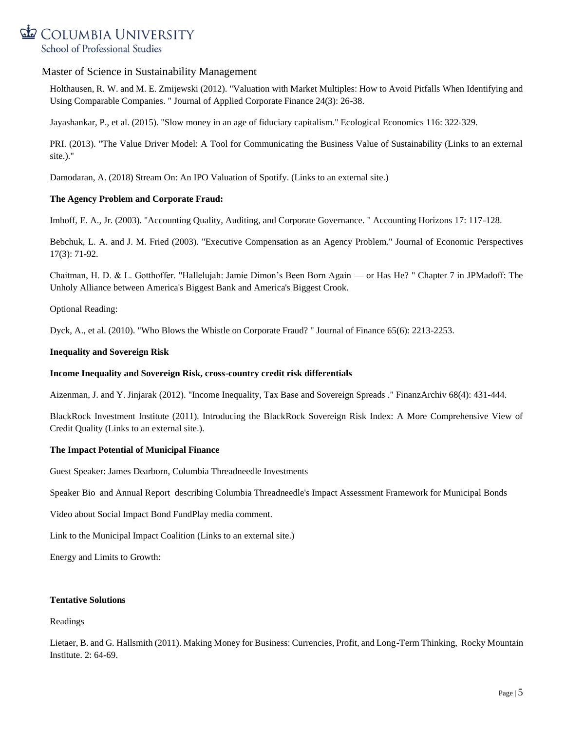Holthausen, R. W. and M. E. Zmijewski (2012). "Valuation with Market Multiples: How to Avoid Pitfalls When Identifying and Using Comparable Companies. " Journal of Applied Corporate Finance 24(3): 26-38.

Jayashankar, P., et al. (2015). "Slow money in an age of fiduciary capitalism." Ecological Economics 116: 322-329.

PRI. (2013). "The Value Driver Model: A Tool for Communicating the Business Value of Sustainability (Links to an external site.)."

Damodaran, A. (2018) Stream On: An IPO Valuation of Spotify. (Links to an external site.)

**The Agency Problem and Corporate Fraud:**

Imhoff, E. A., Jr. (2003). "Accounting Quality, Auditing, and Corporate Governance. " Accounting Horizons 17: 117-128.

Bebchuk, L. A. and J. M. Fried (2003). "Executive Compensation as an Agency Problem." Journal of Economic Perspectives 17(3): 71-92.

Chaitman, H. D. & L. Gotthoffer. "Hallelujah: Jamie Dimon's Been Born Again — or Has He? " Chapter 7 in JPMadoff: The Unholy Alliance between America's Biggest Bank and America's Biggest Crook.

Optional Reading:

Dyck, A., et al. (2010). "Who Blows the Whistle on Corporate Fraud? " Journal of Finance 65(6): 2213-2253.

**Inequality and Sovereign Risk**

**Income Inequality and Sovereign Risk, cross-country credit risk differentials**

Aizenman, J. and Y. Jinjarak (2012). "Income Inequality, Tax Base and Sovereign Spreads ." FinanzArchiv 68(4): 431-444.

BlackRock Investment Institute (2011). Introducing the BlackRock Sovereign Risk Index: A More Comprehensive View of Credit Quality (Links to an external site.).

**The Impact Potential of Municipal Finance**

Guest Speaker: James Dearborn, Columbia Threadneedle Investments

Speaker Bio and Annual Report describing Columbia Threadneedle's Impact Assessment Framework for Municipal Bonds

Video about Social Impact Bond FundPlay media comment.

Link to the Municipal Impact Coalition (Links to an external site.)

Energy and Limits to Growth:

**Tentative Solutions**

Readings

Lietaer, B. and G. Hallsmith (2011). Making Money for Business: Currencies, Profit, and Long-Term Thinking, Rocky Mountain Institute. 2: 64-69.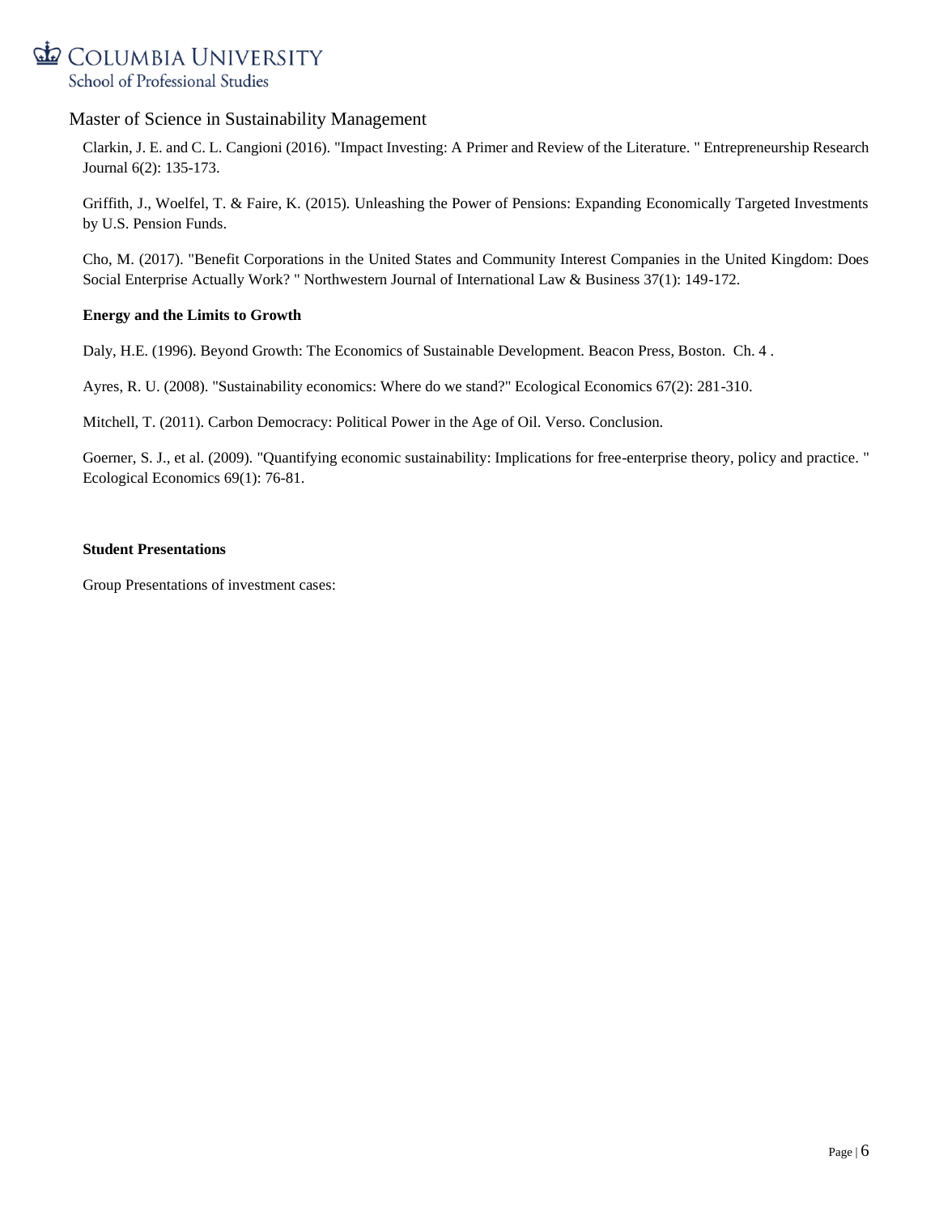Clarkin, J. E. and C. L. Cangioni (2016). "Impact Investing: A Primer and Review of the Literature. " Entrepreneurship Research Journal 6(2): 135-173.

Griffith, J., Woelfel, T. & Faire, K. (2015). Unleashing the Power of Pensions: Expanding Economically Targeted Investments by U.S. Pension Funds.

Cho, M. (2017). "Benefit Corporations in the United States and Community Interest Companies in the United Kingdom: Does Social Enterprise Actually Work? " Northwestern Journal of International Law & Business 37(1): 149-172.

**Energy and the Limits to Growth**

Daly, H.E. (1996). Beyond Growth: The Economics of Sustainable Development. Beacon Press, Boston. Ch. 4 .

Ayres, R. U. (2008). "Sustainability economics: Where do we stand?" Ecological Economics 67(2): 281-310.

Mitchell, T. (2011). Carbon Democracy: Political Power in the Age of Oil. Verso. Conclusion.

Goerner, S. J., et al. (2009). "Quantifying economic sustainability: Implications for free-enterprise theory, policy and practice. " Ecological Economics 69(1): 76-81.

**Student Presentations**

Group Presentations of investment cases: